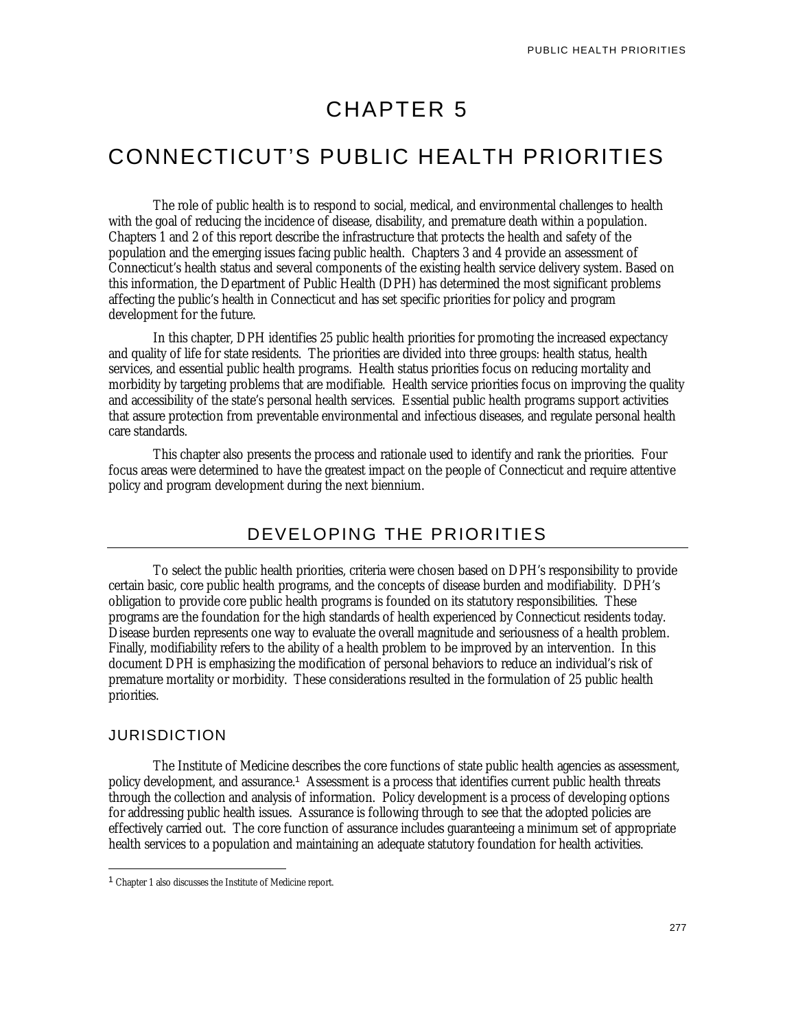# CHAPTER 5

# CONNECTICUT'S PUBLIC HEALTH PRIORITIES

The role of public health is to respond to social, medical, and environmental challenges to health with the goal of reducing the incidence of disease, disability, and premature death within a population. Chapters 1 and 2 of this report describe the infrastructure that protects the health and safety of the population and the emerging issues facing public health. Chapters 3 and 4 provide an assessment of Connecticut's health status and several components of the existing health service delivery system. Based on this information, the Department of Public Health (DPH) has determined the most significant problems affecting the public's health in Connecticut and has set specific priorities for policy and program development for the future.

In this chapter, DPH identifies 25 public health priorities for promoting the increased expectancy and quality of life for state residents. The priorities are divided into three groups: health status, health services, and essential public health programs. Health status priorities focus on reducing mortality and morbidity by targeting problems that are modifiable. Health service priorities focus on improving the quality and accessibility of the state's personal health services. Essential public health programs support activities that assure protection from preventable environmental and infectious diseases, and regulate personal health care standards.

This chapter also presents the process and rationale used to identify and rank the priorities. Four focus areas were determined to have the greatest impact on the people of Connecticut and require attentive policy and program development during the next biennium.

## DEVELOPING THE PRIORITIES

To select the public health priorities, criteria were chosen based on DPH's responsibility to provide certain basic, core public health programs, and the concepts of disease burden and modifiability. DPH's obligation to provide core public health programs is founded on its statutory responsibilities. These programs are the foundation for the high standards of health experienced by Connecticut residents today. Disease burden represents one way to evaluate the overall magnitude and seriousness of a health problem. Finally, modifiability refers to the ability of a health problem to be improved by an intervention. In this document DPH is emphasizing the modification of personal behaviors to reduce an individual's risk of premature mortality or morbidity. These considerations resulted in the formulation of 25 public health priorities.

### JURISDICTION

The Institute of Medicine describes the core functions of state public health agencies as assessment, policy development, and assurance.[1] Assessment is a process that identifies current public health threats through the collection and analysis of information. Policy development is a process of developing options for addressing public health issues. Assurance is following through to see that the adopted policies are effectively carried out. The core function of assurance includes guaranteeing a minimum set of appropriate health services to a population and maintaining an adequate statutory foundation for health activities.

[1] Chapter 1 also discusses the Institute of Medicine report.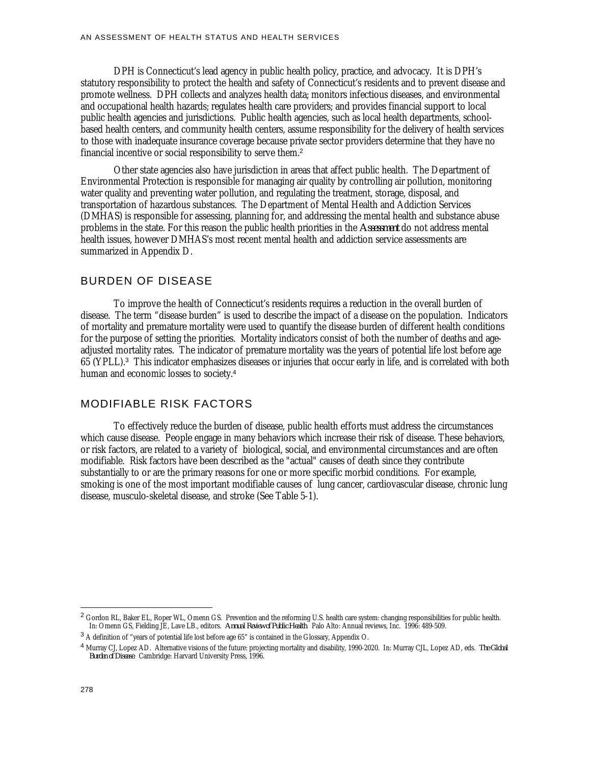DPH is Connecticut's lead agency in public health policy, practice, and advocacy. It is DPH's statutory responsibility to protect the health and safety of Connecticut's residents and to prevent disease and promote wellness. DPH collects and analyzes health data; monitors infectious diseases, and environmental and occupational health hazards; regulates health care providers; and provides financial support to local public health agencies and jurisdictions. Public health agencies, such as local health departments, school-based health centers, and community health centers, assume responsibility for the delivery of health services to those with inadequate insurance coverage because private sector providers determine that they have no financial incentive or social responsibility to serve them.[2]

Other state agencies also have jurisdiction in areas that affect public health. The Department of Environmental Protection is responsible for managing air quality by controlling air pollution, monitoring water quality and preventing water pollution, and regulating the treatment, storage, disposal, and transportation of hazardous substances. The Department of Mental Health and Addiction Services (DMHAS) is responsible for assessing, planning for, and addressing the mental health and substance abuse problems in the state. For this reason the public health priorities in the *Assessment* do not address mental health issues, however DMHAS's most recent mental health and addiction service assessments are summarized in Appendix D.

## BURDEN OF DISEASE

To improve the health of Connecticut's residents requires a reduction in the overall burden of disease. The term "disease burden" is used to describe the impact of a disease on the population. Indicators of mortality and premature mortality were used to quantify the disease burden of different health conditions for the purpose of setting the priorities. Mortality indicators consist of both the number of deaths and age-adjusted mortality rates. The indicator of premature mortality was the years of potential life lost before age 65 (YPLL).[3] This indicator emphasizes diseases or injuries that occur early in life, and is correlated with both human and economic losses to society.[4]

## MODIFIABLE RISK FACTORS

To effectively reduce the burden of disease, public health efforts must address the circumstances which cause disease. People engage in many behaviors which increase their risk of disease. These behaviors, or risk factors, are related to a variety of biological, social, and environmental circumstances and are often modifiable. Risk factors have been described as the "actual" causes of death since they contribute substantially to or are the primary reasons for one or more specific morbid conditions. For example, smoking is one of the most important modifiable causes of lung cancer, cardiovascular disease, chronic lung disease, musculo-skeletal disease, and stroke (See Table 5-1).

---

[2] Gordon RL, Baker EL, Roper WL, Omenn GS. Prevention and the reforming U.S. health care system: changing responsibilities for public health. In: Omenn GS, Fielding JE, Lave LB., editors. *Annual Review of Public Health*. Palo Alto: Annual reviews, Inc. 1996: 489-509.

[3] A definition of "years of potential life lost before age 65" is contained in the Glossary, Appendix O.

[4] Murray CJ, Lopez AD. Alternative visions of the future: projecting mortality and disability, 1990-2020. In: Murray CJL, Lopez AD, eds. *The Global Burden of Disease*. Cambridge: Harvard University Press, 1996.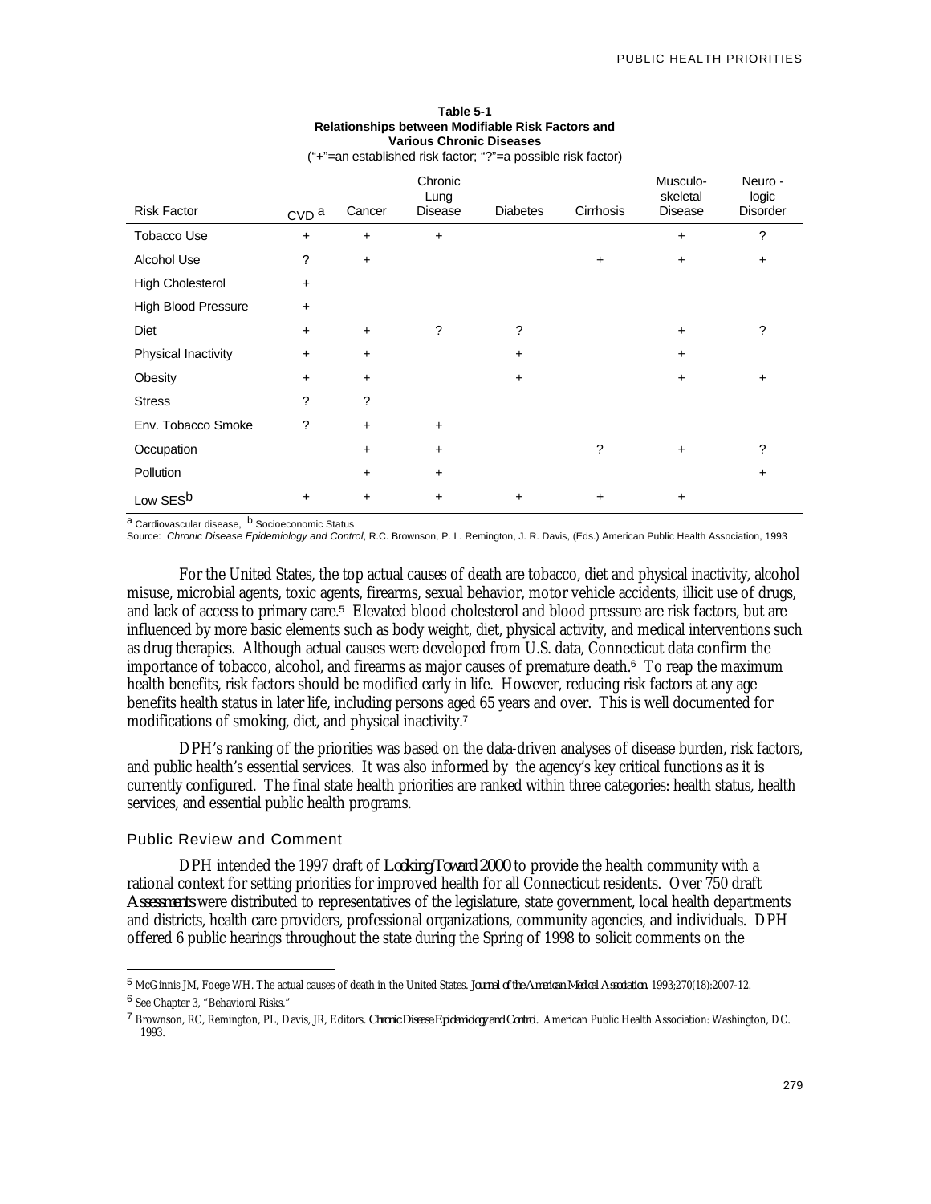**Table 5-1**
**Relationships between Modifiable Risk Factors and Various Chronic Diseases**
("+"=an established risk factor; "?"=a possible risk factor)

| Risk Factor | CVD [a] | Cancer | Chronic Lung Disease | Diabetes | Cirrhosis | Musculo-skeletal Disease | Neuro-logic Disorder |
|---|---|---|---|---|---|---|---|
| Tobacco Use | + | + | + | | | + | ? |
| Alcohol Use | ? | + | | | + | + | + |
| High Cholesterol | + | | | | | | |
| High Blood Pressure | + | | | | | | |
| Diet | + | + | ? | ? | | + | ? |
| Physical Inactivity | + | + | | + | | + | |
| Obesity | + | + | | + | | + | + |
| Stress | ? | ? | | | | | |
| Env. Tobacco Smoke | ? | + | + | | | | |
| Occupation | | + | + | | ? | + | ? |
| Pollution | | + | + | | | | + |
| Low SES[b] | + | + | + | + | + | + | |

[a] Cardiovascular disease, [b] Socioeconomic Status

Source: *Chronic Disease Epidemiology and Control*, R.C. Brownson, P. L. Remington, J. R. Davis, (Eds.) American Public Health Association, 1993

For the United States, the top actual causes of death are tobacco, diet and physical inactivity, alcohol misuse, microbial agents, toxic agents, firearms, sexual behavior, motor vehicle accidents, illicit use of drugs, and lack of access to primary care.[5] Elevated blood cholesterol and blood pressure are risk factors, but are influenced by more basic elements such as body weight, diet, physical activity, and medical interventions such as drug therapies. Although actual causes were developed from U.S. data, Connecticut data confirm the importance of tobacco, alcohol, and firearms as major causes of premature death.[6] To reap the maximum health benefits, risk factors should be modified early in life. However, reducing risk factors at any age benefits health status in later life, including persons aged 65 years and over. This is well documented for modifications of smoking, diet, and physical inactivity.[7]

DPH's ranking of the priorities was based on the data-driven analyses of disease burden, risk factors, and public health's essential services. It was also informed by the agency's key critical functions as it is currently configured. The final state health priorities are ranked within three categories: health status, health services, and essential public health programs.

## Public Review and Comment

DPH intended the 1997 draft of *Looking Toward 2000* to provide the health community with a rational context for setting priorities for improved health for all Connecticut residents. Over 750 draft *Assessments* were distributed to representatives of the legislature, state government, local health departments and districts, health care providers, professional organizations, community agencies, and individuals. DPH offered 6 public hearings throughout the state during the Spring of 1998 to solicit comments on the

---

[5] McGinnis JM, Foege WH. The actual causes of death in the United States. *Journal of the American Medical Association.* 1993;270(18):2007-12.

[6] See Chapter 3, "Behavioral Risks."

[7] Brownson, RC, Remington, PL, Davis, JR, Editors. *Chronic Disease Epidemiology and Control.* American Public Health Association: Washington, DC. 1993.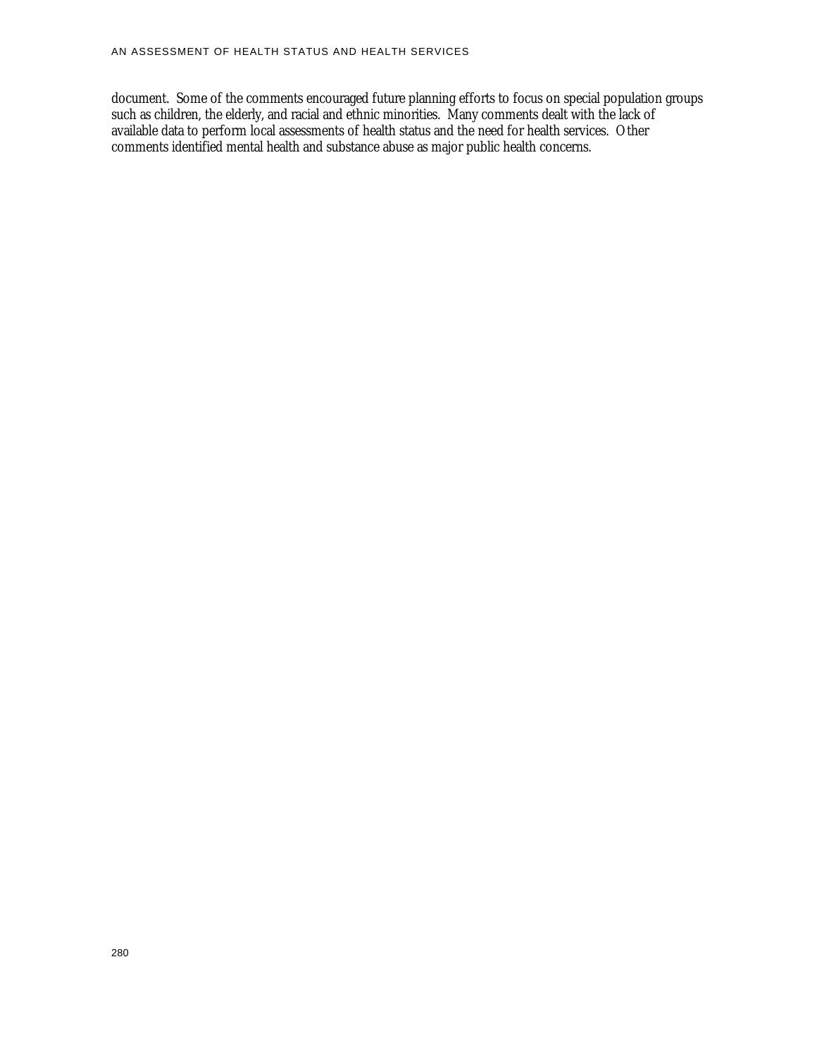document. Some of the comments encouraged future planning efforts to focus on special population groups such as children, the elderly, and racial and ethnic minorities. Many comments dealt with the lack of available data to perform local assessments of health status and the need for health services. Other comments identified mental health and substance abuse as major public health concerns.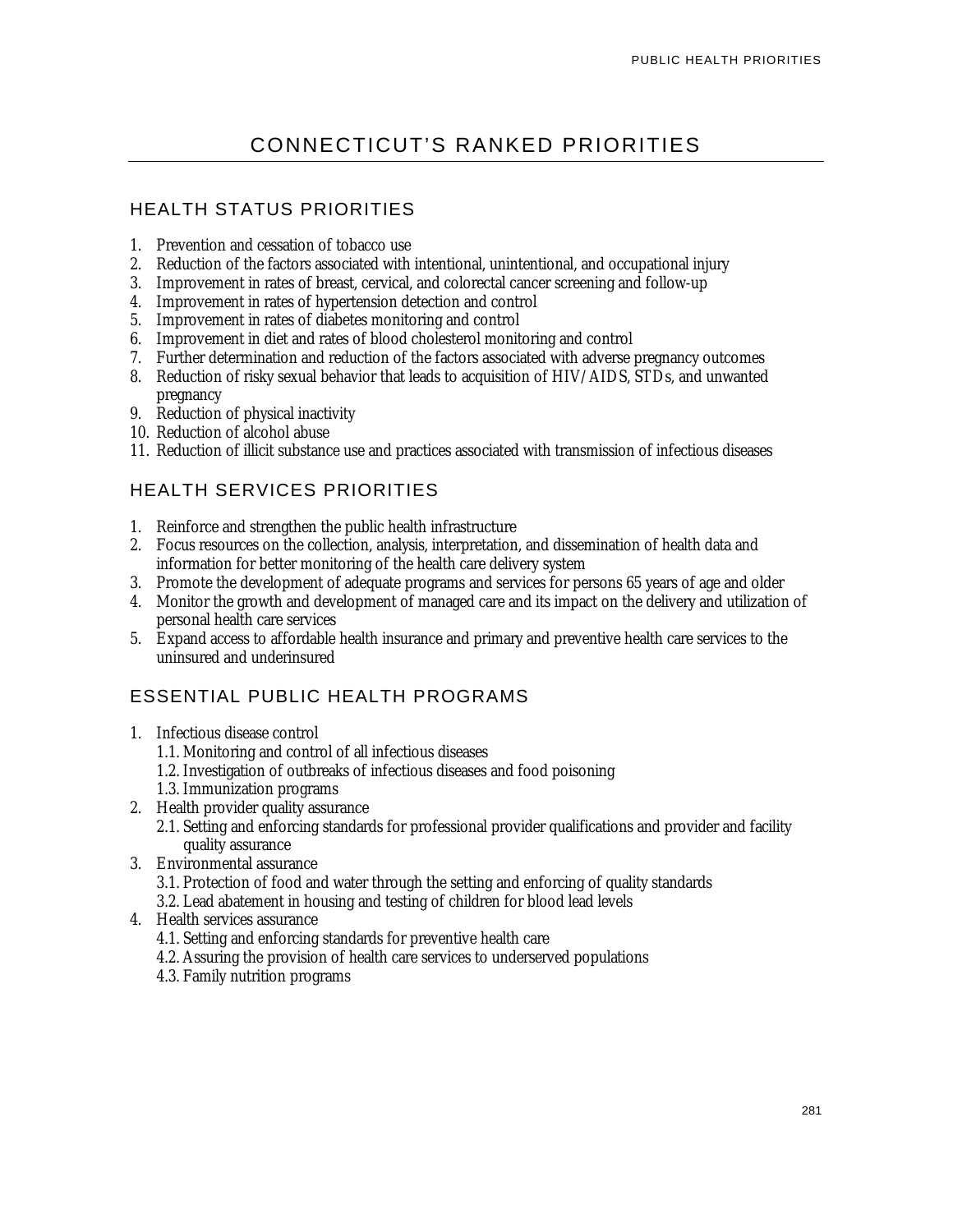# CONNECTICUT'S RANKED PRIORITIES

## HEALTH STATUS PRIORITIES

1. Prevention and cessation of tobacco use
2. Reduction of the factors associated with intentional, unintentional, and occupational injury
3. Improvement in rates of breast, cervical, and colorectal cancer screening and follow-up
4. Improvement in rates of hypertension detection and control
5. Improvement in rates of diabetes monitoring and control
6. Improvement in diet and rates of blood cholesterol monitoring and control
7. Further determination and reduction of the factors associated with adverse pregnancy outcomes
8. Reduction of risky sexual behavior that leads to acquisition of HIV/AIDS, STDs, and unwanted pregnancy
9. Reduction of physical inactivity
10. Reduction of alcohol abuse
11. Reduction of illicit substance use and practices associated with transmission of infectious diseases

## HEALTH SERVICES PRIORITIES

1. Reinforce and strengthen the public health infrastructure
2. Focus resources on the collection, analysis, interpretation, and dissemination of health data and information for better monitoring of the health care delivery system
3. Promote the development of adequate programs and services for persons 65 years of age and older
4. Monitor the growth and development of managed care and its impact on the delivery and utilization of personal health care services
5. Expand access to affordable health insurance and primary and preventive health care services to the uninsured and underinsured

## ESSENTIAL PUBLIC HEALTH PROGRAMS

1. Infectious disease control
   - 1.1. Monitoring and control of all infectious diseases
   - 1.2. Investigation of outbreaks of infectious diseases and food poisoning
   - 1.3. Immunization programs
2. Health provider quality assurance
   - 2.1. Setting and enforcing standards for professional provider qualifications and provider and facility quality assurance
3. Environmental assurance
   - 3.1. Protection of food and water through the setting and enforcing of quality standards
   - 3.2. Lead abatement in housing and testing of children for blood lead levels
4. Health services assurance
   - 4.1. Setting and enforcing standards for preventive health care
   - 4.2. Assuring the provision of health care services to underserved populations
   - 4.3. Family nutrition programs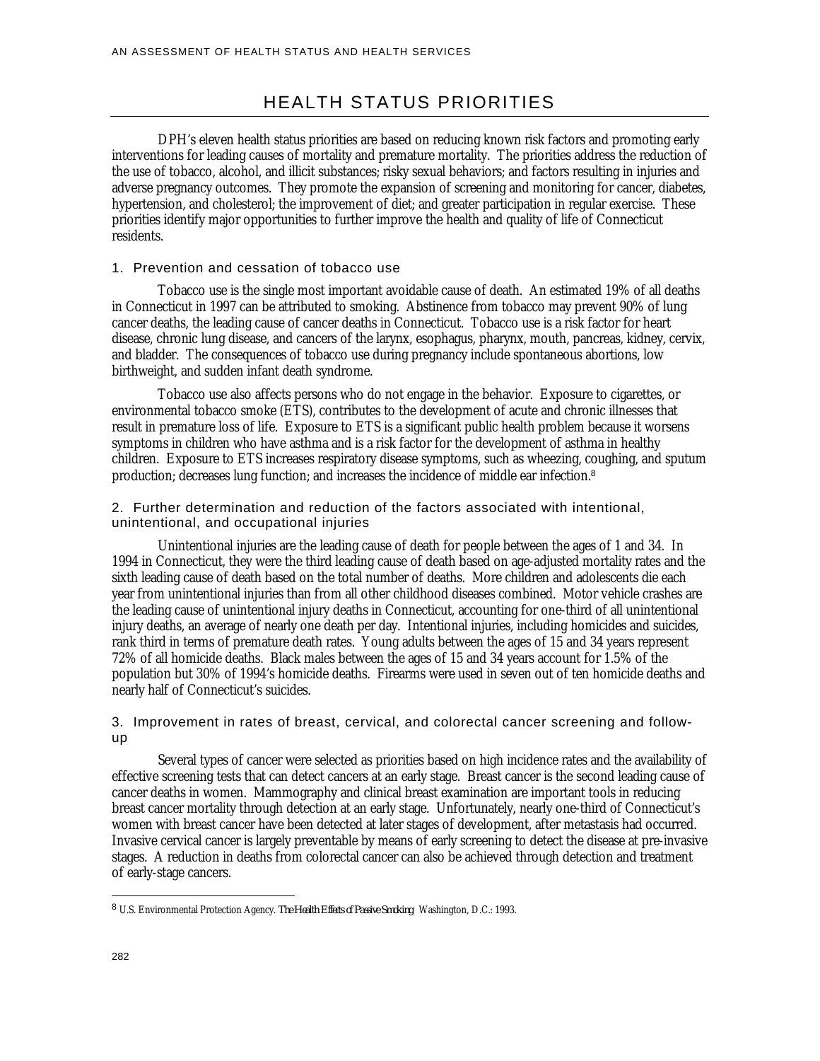# HEALTH STATUS PRIORITIES

DPH's eleven health status priorities are based on reducing known risk factors and promoting early interventions for leading causes of mortality and premature mortality. The priorities address the reduction of the use of tobacco, alcohol, and illicit substances; risky sexual behaviors; and factors resulting in injuries and adverse pregnancy outcomes. They promote the expansion of screening and monitoring for cancer, diabetes, hypertension, and cholesterol; the improvement of diet; and greater participation in regular exercise. These priorities identify major opportunities to further improve the health and quality of life of Connecticut residents.

## 1. Prevention and cessation of tobacco use

Tobacco use is the single most important avoidable cause of death. An estimated 19% of all deaths in Connecticut in 1997 can be attributed to smoking. Abstinence from tobacco may prevent 90% of lung cancer deaths, the leading cause of cancer deaths in Connecticut. Tobacco use is a risk factor for heart disease, chronic lung disease, and cancers of the larynx, esophagus, pharynx, mouth, pancreas, kidney, cervix, and bladder. The consequences of tobacco use during pregnancy include spontaneous abortions, low birthweight, and sudden infant death syndrome.

Tobacco use also affects persons who do not engage in the behavior. Exposure to cigarettes, or environmental tobacco smoke (ETS), contributes to the development of acute and chronic illnesses that result in premature loss of life. Exposure to ETS is a significant public health problem because it worsens symptoms in children who have asthma and is a risk factor for the development of asthma in healthy children. Exposure to ETS increases respiratory disease symptoms, such as wheezing, coughing, and sputum production; decreases lung function; and increases the incidence of middle ear infection.[8]

## 2. Further determination and reduction of the factors associated with intentional, unintentional, and occupational injuries

Unintentional injuries are the leading cause of death for people between the ages of 1 and 34. In 1994 in Connecticut, they were the third leading cause of death based on age-adjusted mortality rates and the sixth leading cause of death based on the total number of deaths. More children and adolescents die each year from unintentional injuries than from all other childhood diseases combined. Motor vehicle crashes are the leading cause of unintentional injury deaths in Connecticut, accounting for one-third of all unintentional injury deaths, an average of nearly one death per day. Intentional injuries, including homicides and suicides, rank third in terms of premature death rates. Young adults between the ages of 15 and 34 years represent 72% of all homicide deaths. Black males between the ages of 15 and 34 years account for 1.5% of the population but 30% of 1994's homicide deaths. Firearms were used in seven out of ten homicide deaths and nearly half of Connecticut's suicides.

## 3. Improvement in rates of breast, cervical, and colorectal cancer screening and follow-up

Several types of cancer were selected as priorities based on high incidence rates and the availability of effective screening tests that can detect cancers at an early stage. Breast cancer is the second leading cause of cancer deaths in women. Mammography and clinical breast examination are important tools in reducing breast cancer mortality through detection at an early stage. Unfortunately, nearly one-third of Connecticut's women with breast cancer have been detected at later stages of development, after metastasis had occurred. Invasive cervical cancer is largely preventable by means of early screening to detect the disease at pre-invasive stages. A reduction in deaths from colorectal cancer can also be achieved through detection and treatment of early-stage cancers.

---

[8] U.S. Environmental Protection Agency. *The Health Effects of Passive Smoking*. Washington, D.C.: 1993.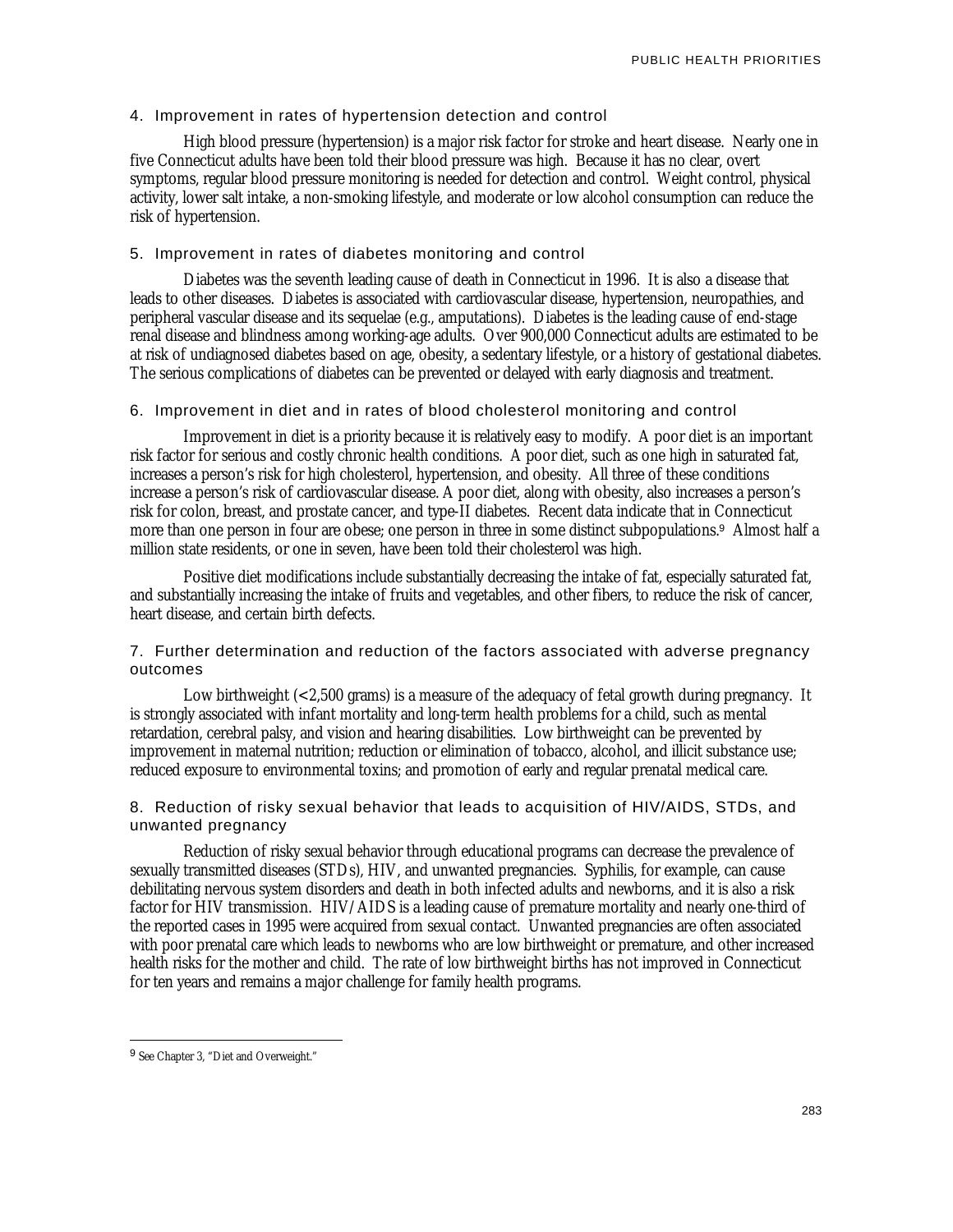### 4. Improvement in rates of hypertension detection and control

High blood pressure (hypertension) is a major risk factor for stroke and heart disease. Nearly one in five Connecticut adults have been told their blood pressure was high. Because it has no clear, overt symptoms, regular blood pressure monitoring is needed for detection and control. Weight control, physical activity, lower salt intake, a non-smoking lifestyle, and moderate or low alcohol consumption can reduce the risk of hypertension.

### 5. Improvement in rates of diabetes monitoring and control

Diabetes was the seventh leading cause of death in Connecticut in 1996. It is also a disease that leads to other diseases. Diabetes is associated with cardiovascular disease, hypertension, neuropathies, and peripheral vascular disease and its sequelae (e.g., amputations). Diabetes is the leading cause of end-stage renal disease and blindness among working-age adults. Over 900,000 Connecticut adults are estimated to be at risk of undiagnosed diabetes based on age, obesity, a sedentary lifestyle, or a history of gestational diabetes. The serious complications of diabetes can be prevented or delayed with early diagnosis and treatment.

### 6. Improvement in diet and in rates of blood cholesterol monitoring and control

Improvement in diet is a priority because it is relatively easy to modify. A poor diet is an important risk factor for serious and costly chronic health conditions. A poor diet, such as one high in saturated fat, increases a person's risk for high cholesterol, hypertension, and obesity. All three of these conditions increase a person's risk of cardiovascular disease. A poor diet, along with obesity, also increases a person's risk for colon, breast, and prostate cancer, and type-II diabetes. Recent data indicate that in Connecticut more than one person in four are obese; one person in three in some distinct subpopulations.[9] Almost half a million state residents, or one in seven, have been told their cholesterol was high.

Positive diet modifications include substantially decreasing the intake of fat, especially saturated fat, and substantially increasing the intake of fruits and vegetables, and other fibers, to reduce the risk of cancer, heart disease, and certain birth defects.

### 7. Further determination and reduction of the factors associated with adverse pregnancy outcomes

Low birthweight (<2,500 grams) is a measure of the adequacy of fetal growth during pregnancy. It is strongly associated with infant mortality and long-term health problems for a child, such as mental retardation, cerebral palsy, and vision and hearing disabilities. Low birthweight can be prevented by improvement in maternal nutrition; reduction or elimination of tobacco, alcohol, and illicit substance use; reduced exposure to environmental toxins; and promotion of early and regular prenatal medical care.

### 8. Reduction of risky sexual behavior that leads to acquisition of HIV/AIDS, STDs, and unwanted pregnancy

Reduction of risky sexual behavior through educational programs can decrease the prevalence of sexually transmitted diseases (STDs), HIV, and unwanted pregnancies. Syphilis, for example, can cause debilitating nervous system disorders and death in both infected adults and newborns, and it is also a risk factor for HIV transmission. HIV/AIDS is a leading cause of premature mortality and nearly one-third of the reported cases in 1995 were acquired from sexual contact. Unwanted pregnancies are often associated with poor prenatal care which leads to newborns who are low birthweight or premature, and other increased health risks for the mother and child. The rate of low birthweight births has not improved in Connecticut for ten years and remains a major challenge for family health programs.

---

[9] See Chapter 3, "Diet and Overweight."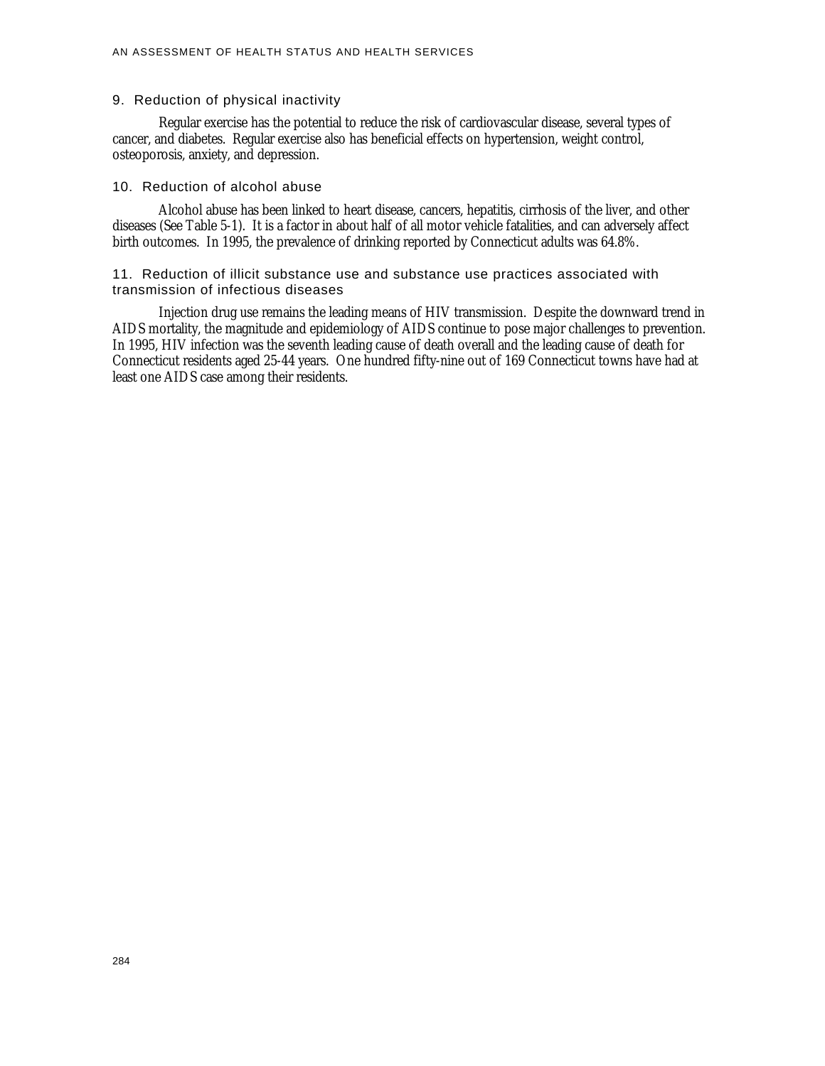### 9. Reduction of physical inactivity

Regular exercise has the potential to reduce the risk of cardiovascular disease, several types of cancer, and diabetes. Regular exercise also has beneficial effects on hypertension, weight control, osteoporosis, anxiety, and depression.

### 10. Reduction of alcohol abuse

Alcohol abuse has been linked to heart disease, cancers, hepatitis, cirrhosis of the liver, and other diseases (See Table 5-1). It is a factor in about half of all motor vehicle fatalities, and can adversely affect birth outcomes. In 1995, the prevalence of drinking reported by Connecticut adults was 64.8%.

### 11. Reduction of illicit substance use and substance use practices associated with transmission of infectious diseases

Injection drug use remains the leading means of HIV transmission. Despite the downward trend in AIDS mortality, the magnitude and epidemiology of AIDS continue to pose major challenges to prevention. In 1995, HIV infection was the seventh leading cause of death overall and the leading cause of death for Connecticut residents aged 25-44 years. One hundred fifty-nine out of 169 Connecticut towns have had at least one AIDS case among their residents.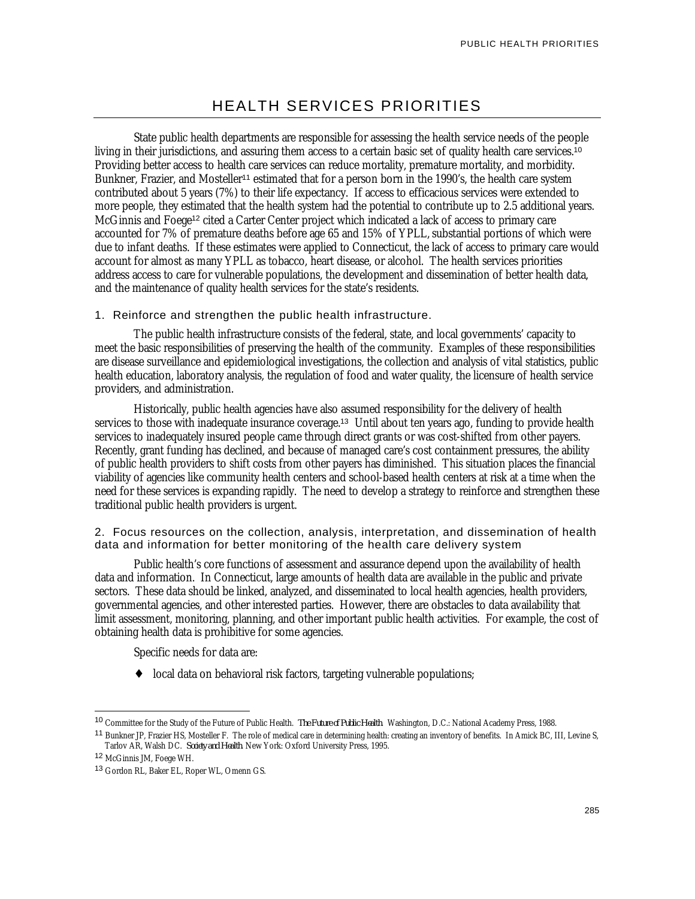# HEALTH SERVICES PRIORITIES

State public health departments are responsible for assessing the health service needs of the people living in their jurisdictions, and assuring them access to a certain basic set of quality health care services.[10] Providing better access to health care services can reduce mortality, premature mortality, and morbidity. Bunkner, Frazier, and Mosteller[11] estimated that for a person born in the 1990's, the health care system contributed about 5 years (7%) to their life expectancy. If access to efficacious services were extended to more people, they estimated that the health system had the potential to contribute up to 2.5 additional years. McGinnis and Foege[12] cited a Carter Center project which indicated a lack of access to primary care accounted for 7% of premature deaths before age 65 and 15% of YPLL, substantial portions of which were due to infant deaths. If these estimates were applied to Connecticut, the lack of access to primary care would account for almost as many YPLL as tobacco, heart disease, or alcohol. The health services priorities address access to care for vulnerable populations, the development and dissemination of better health data, and the maintenance of quality health services for the state's residents.

### 1. Reinforce and strengthen the public health infrastructure.

The public health infrastructure consists of the federal, state, and local governments' capacity to meet the basic responsibilities of preserving the health of the community. Examples of these responsibilities are disease surveillance and epidemiological investigations, the collection and analysis of vital statistics, public health education, laboratory analysis, the regulation of food and water quality, the licensure of health service providers, and administration.

Historically, public health agencies have also assumed responsibility for the delivery of health services to those with inadequate insurance coverage.[13] Until about ten years ago, funding to provide health services to inadequately insured people came through direct grants or was cost-shifted from other payers. Recently, grant funding has declined, and because of managed care's cost containment pressures, the ability of public health providers to shift costs from other payers has diminished. This situation places the financial viability of agencies like community health centers and school-based health centers at risk at a time when the need for these services is expanding rapidly. The need to develop a strategy to reinforce and strengthen these traditional public health providers is urgent.

### 2. Focus resources on the collection, analysis, interpretation, and dissemination of health data and information for better monitoring of the health care delivery system

Public health's core functions of assessment and assurance depend upon the availability of health data and information. In Connecticut, large amounts of health data are available in the public and private sectors. These data should be linked, analyzed, and disseminated to local health agencies, health providers, governmental agencies, and other interested parties. However, there are obstacles to data availability that limit assessment, monitoring, planning, and other important public health activities. For example, the cost of obtaining health data is prohibitive for some agencies.

Specific needs for data are:

- local data on behavioral risk factors, targeting vulnerable populations;

---

[10] Committee for the Study of the Future of Public Health. *The Future of Public Health.* Washington, D.C.: National Academy Press, 1988.

[11] Bunkner JP, Frazier HS, Mosteller F. The role of medical care in determining health: creating an inventory of benefits. In Amick BC, III, Levine S, Tarlov AR, Walsh DC. *Society and Health.* New York: Oxford University Press, 1995.

[12] McGinnis JM, Foege WH.

[13] Gordon RL, Baker EL, Roper WL, Omenn GS.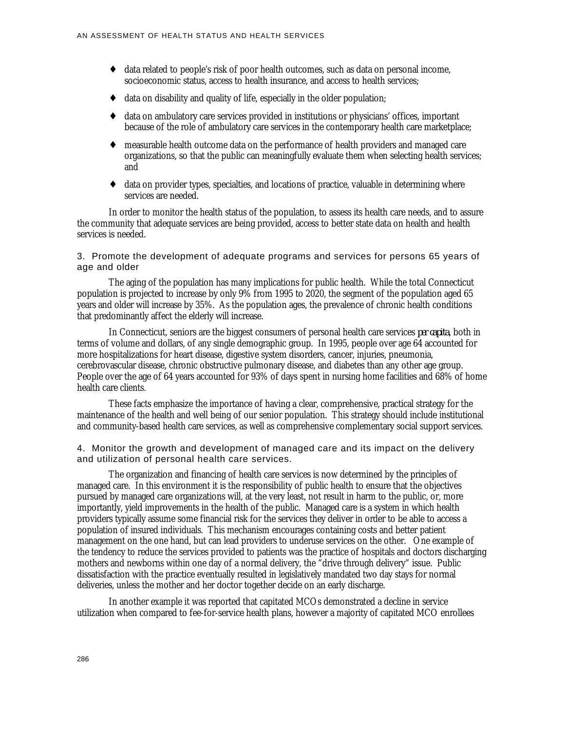- data related to people's risk of poor health outcomes, such as data on personal income, socioeconomic status, access to health insurance, and access to health services;
- data on disability and quality of life, especially in the older population;
- data on ambulatory care services provided in institutions or physicians' offices, important because of the role of ambulatory care services in the contemporary health care marketplace;
- measurable health outcome data on the performance of health providers and managed care organizations, so that the public can meaningfully evaluate them when selecting health services; and
- data on provider types, specialties, and locations of practice, valuable in determining where services are needed.

In order to monitor the health status of the population, to assess its health care needs, and to assure the community that adequate services are being provided, access to better state data on health and health services is needed.

### 3. Promote the development of adequate programs and services for persons 65 years of age and older

The aging of the population has many implications for public health. While the total Connecticut population is projected to increase by only 9% from 1995 to 2020, the segment of the population aged 65 years and older will increase by 35%. As the population ages, the prevalence of chronic health conditions that predominantly affect the elderly will increase.

In Connecticut, seniors are the biggest consumers of personal health care services *per capita*, both in terms of volume and dollars, of any single demographic group. In 1995, people over age 64 accounted for more hospitalizations for heart disease, digestive system disorders, cancer, injuries, pneumonia, cerebrovascular disease, chronic obstructive pulmonary disease, and diabetes than any other age group. People over the age of 64 years accounted for 93% of days spent in nursing home facilities and 68% of home health care clients.

These facts emphasize the importance of having a clear, comprehensive, practical strategy for the maintenance of the health and well being of our senior population. This strategy should include institutional and community-based health care services, as well as comprehensive complementary social support services.

### 4. Monitor the growth and development of managed care and its impact on the delivery and utilization of personal health care services.

The organization and financing of health care services is now determined by the principles of managed care. In this environment it is the responsibility of public health to ensure that the objectives pursued by managed care organizations will, at the very least, not result in harm to the public, or, more importantly, yield improvements in the health of the public. Managed care is a system in which health providers typically assume some financial risk for the services they deliver in order to be able to access a population of insured individuals. This mechanism encourages containing costs and better patient management on the one hand, but can lead providers to underuse services on the other. One example of the tendency to reduce the services provided to patients was the practice of hospitals and doctors discharging mothers and newborns within one day of a normal delivery, the "drive through delivery" issue. Public dissatisfaction with the practice eventually resulted in legislatively mandated two day stays for normal deliveries, unless the mother and her doctor together decide on an early discharge.

In another example it was reported that capitated MCOs demonstrated a decline in service utilization when compared to fee-for-service health plans, however a majority of capitated MCO enrollees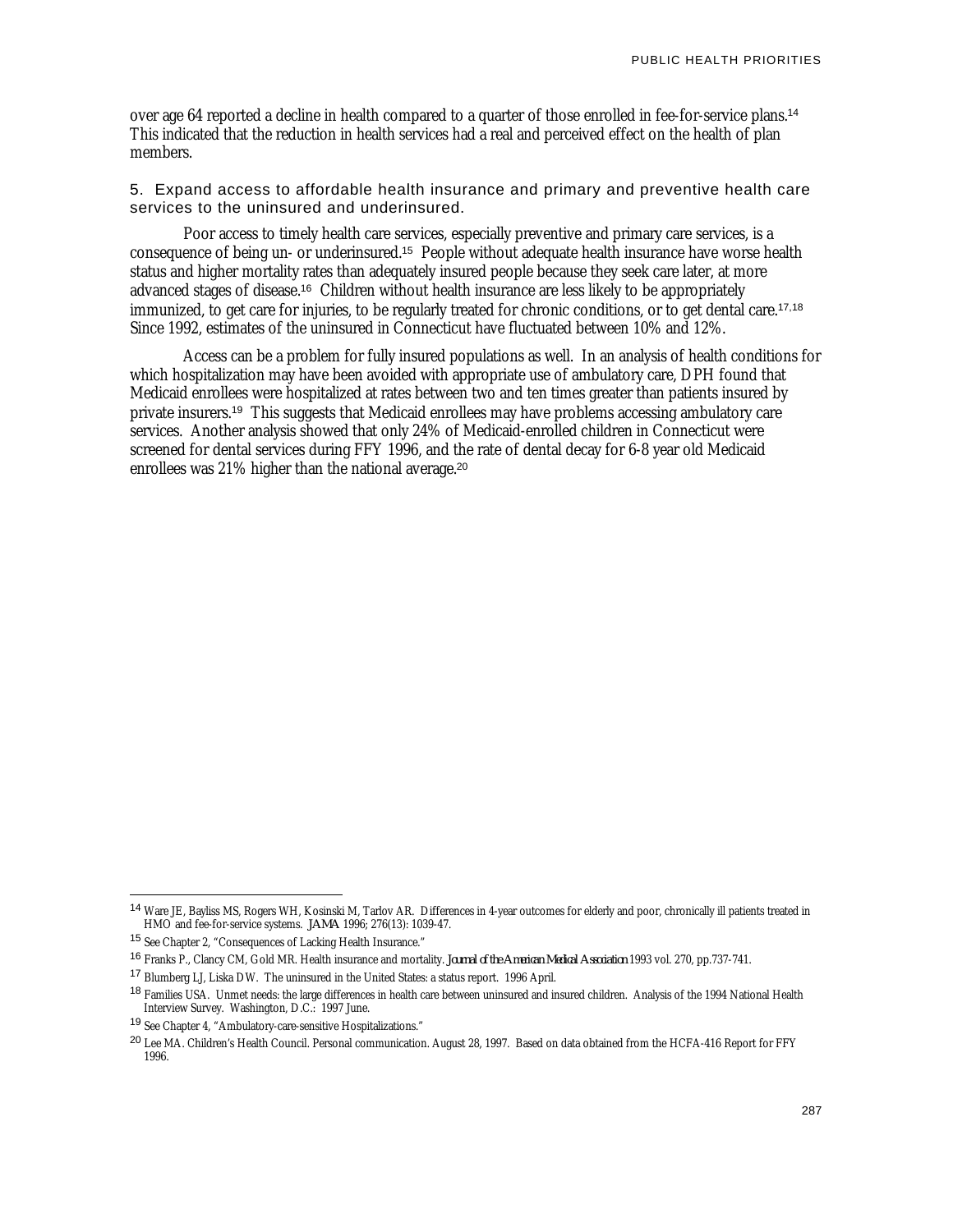over age 64 reported a decline in health compared to a quarter of those enrolled in fee-for-service plans.[14] This indicated that the reduction in health services had a real and perceived effect on the health of plan members.

### 5. Expand access to affordable health insurance and primary and preventive health care services to the uninsured and underinsured.

Poor access to timely health care services, especially preventive and primary care services, is a consequence of being un- or underinsured.[15] People without adequate health insurance have worse health status and higher mortality rates than adequately insured people because they seek care later, at more advanced stages of disease.[16] Children without health insurance are less likely to be appropriately immunized, to get care for injuries, to be regularly treated for chronic conditions, or to get dental care.[17,18] Since 1992, estimates of the uninsured in Connecticut have fluctuated between 10% and 12%.

Access can be a problem for fully insured populations as well. In an analysis of health conditions for which hospitalization may have been avoided with appropriate use of ambulatory care, DPH found that Medicaid enrollees were hospitalized at rates between two and ten times greater than patients insured by private insurers.[19] This suggests that Medicaid enrollees may have problems accessing ambulatory care services. Another analysis showed that only 24% of Medicaid-enrolled children in Connecticut were screened for dental services during FFY 1996, and the rate of dental decay for 6-8 year old Medicaid enrollees was 21% higher than the national average.[20]

---

[14] Ware JE, Bayliss MS, Rogers WH, Kosinski M, Tarlov AR. Differences in 4-year outcomes for elderly and poor, chronically ill patients treated in HMO and fee-for-service systems. *JAMA* 1996; 276(13): 1039-47.

[15] See Chapter 2, "Consequences of Lacking Health Insurance."

[16] Franks P., Clancy CM, Gold MR. Health insurance and mortality. *Journal of the American Medical Association* 1993 vol. 270, pp.737-741.

[17] Blumberg LJ, Liska DW. The uninsured in the United States: a status report. 1996 April.

[18] Families USA. Unmet needs: the large differences in health care between uninsured and insured children. Analysis of the 1994 National Health Interview Survey. Washington, D.C.: 1997 June.

[19] See Chapter 4, "Ambulatory-care-sensitive Hospitalizations."

[20] Lee MA. Children's Health Council. Personal communication. August 28, 1997. Based on data obtained from the HCFA-416 Report for FFY 1996.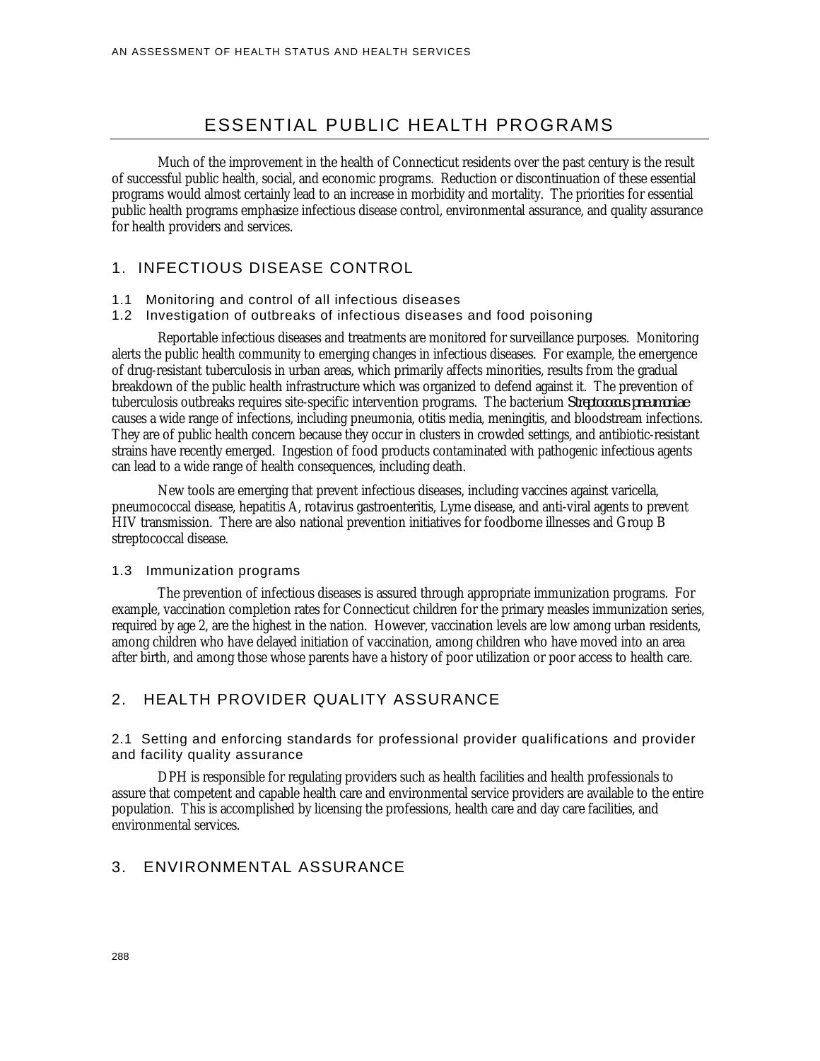# ESSENTIAL PUBLIC HEALTH PROGRAMS

Much of the improvement in the health of Connecticut residents over the past century is the result of successful public health, social, and economic programs. Reduction or discontinuation of these essential programs would almost certainly lead to an increase in morbidity and mortality. The priorities for essential public health programs emphasize infectious disease control, environmental assurance, and quality assurance for health providers and services.

## 1. INFECTIOUS DISEASE CONTROL

### 1.1 Monitoring and control of all infectious diseases
### 1.2 Investigation of outbreaks of infectious diseases and food poisoning

Reportable infectious diseases and treatments are monitored for surveillance purposes. Monitoring alerts the public health community to emerging changes in infectious diseases. For example, the emergence of drug-resistant tuberculosis in urban areas, which primarily affects minorities, results from the gradual breakdown of the public health infrastructure which was organized to defend against it. The prevention of tuberculosis outbreaks requires site-specific intervention programs. The bacterium *Streptococcus pneumoniae* causes a wide range of infections, including pneumonia, otitis media, meningitis, and bloodstream infections. They are of public health concern because they occur in clusters in crowded settings, and antibiotic-resistant strains have recently emerged. Ingestion of food products contaminated with pathogenic infectious agents can lead to a wide range of health consequences, including death.

New tools are emerging that prevent infectious diseases, including vaccines against varicella, pneumococcal disease, hepatitis A, rotavirus gastroenteritis, Lyme disease, and anti-viral agents to prevent HIV transmission. There are also national prevention initiatives for foodborne illnesses and Group B streptococcal disease.

### 1.3 Immunization programs

The prevention of infectious diseases is assured through appropriate immunization programs. For example, vaccination completion rates for Connecticut children for the primary measles immunization series, required by age 2, are the highest in the nation. However, vaccination levels are low among urban residents, among children who have delayed initiation of vaccination, among children who have moved into an area after birth, and among those whose parents have a history of poor utilization or poor access to health care.

## 2. HEALTH PROVIDER QUALITY ASSURANCE

### 2.1 Setting and enforcing standards for professional provider qualifications and provider and facility quality assurance

DPH is responsible for regulating providers such as health facilities and health professionals to assure that competent and capable health care and environmental service providers are available to the entire population. This is accomplished by licensing the professions, health care and day care facilities, and environmental services.

## 3. ENVIRONMENTAL ASSURANCE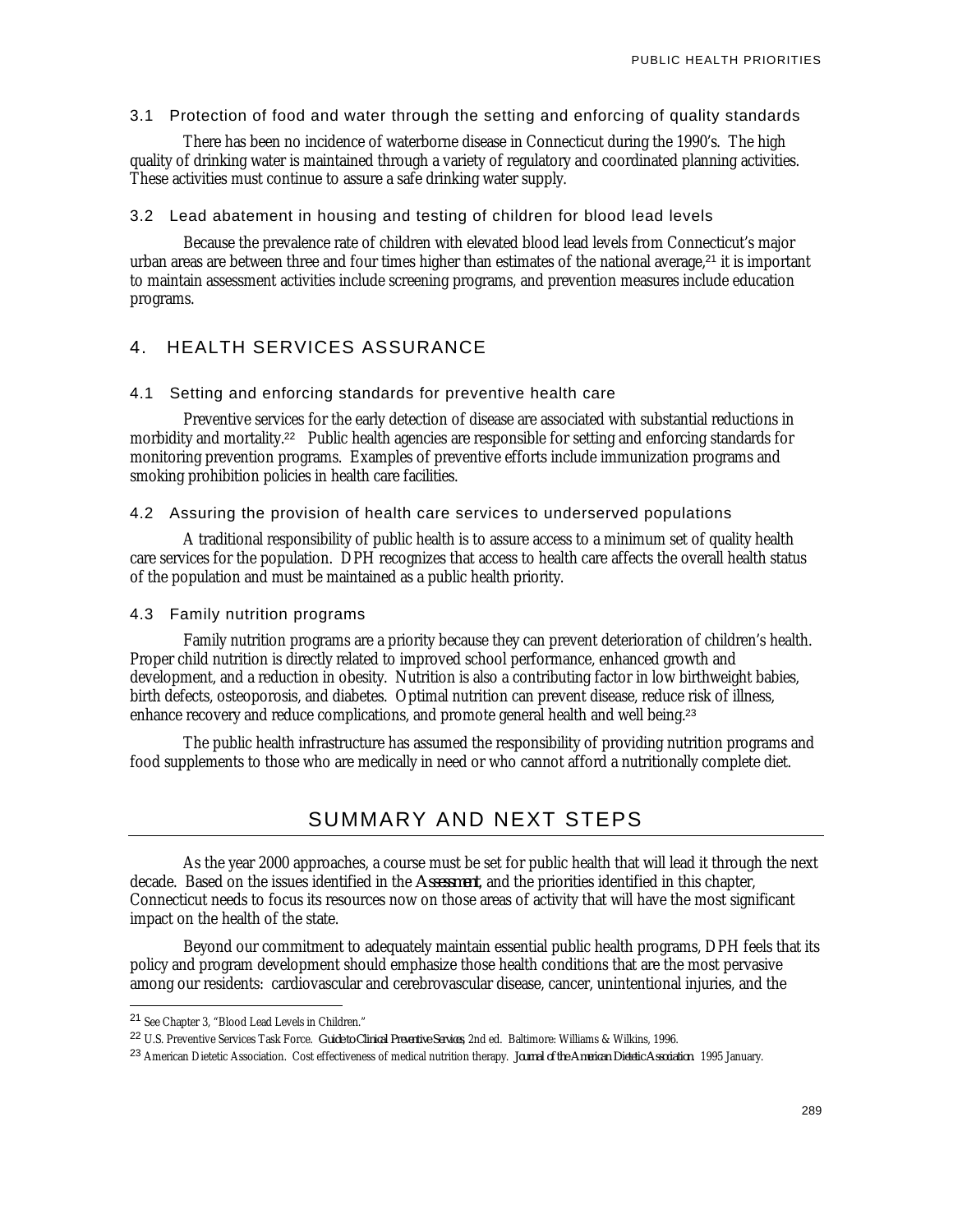### 3.1 Protection of food and water through the setting and enforcing of quality standards

There has been no incidence of waterborne disease in Connecticut during the 1990's. The high quality of drinking water is maintained through a variety of regulatory and coordinated planning activities. These activities must continue to assure a safe drinking water supply.

### 3.2 Lead abatement in housing and testing of children for blood lead levels

Because the prevalence rate of children with elevated blood lead levels from Connecticut's major urban areas are between three and four times higher than estimates of the national average,[21] it is important to maintain assessment activities include screening programs, and prevention measures include education programs.

## 4. HEALTH SERVICES ASSURANCE

### 4.1 Setting and enforcing standards for preventive health care

Preventive services for the early detection of disease are associated with substantial reductions in morbidity and mortality.[22] Public health agencies are responsible for setting and enforcing standards for monitoring prevention programs. Examples of preventive efforts include immunization programs and smoking prohibition policies in health care facilities.

### 4.2 Assuring the provision of health care services to underserved populations

A traditional responsibility of public health is to assure access to a minimum set of quality health care services for the population. DPH recognizes that access to health care affects the overall health status of the population and must be maintained as a public health priority.

### 4.3 Family nutrition programs

Family nutrition programs are a priority because they can prevent deterioration of children's health. Proper child nutrition is directly related to improved school performance, enhanced growth and development, and a reduction in obesity. Nutrition is also a contributing factor in low birthweight babies, birth defects, osteoporosis, and diabetes. Optimal nutrition can prevent disease, reduce risk of illness, enhance recovery and reduce complications, and promote general health and well being.[23]

The public health infrastructure has assumed the responsibility of providing nutrition programs and food supplements to those who are medically in need or who cannot afford a nutritionally complete diet.

# SUMMARY AND NEXT STEPS

As the year 2000 approaches, a course must be set for public health that will lead it through the next decade. Based on the issues identified in the *Assessment*, and the priorities identified in this chapter, Connecticut needs to focus its resources now on those areas of activity that will have the most significant impact on the health of the state.

Beyond our commitment to adequately maintain essential public health programs, DPH feels that its policy and program development should emphasize those health conditions that are the most pervasive among our residents: cardiovascular and cerebrovascular disease, cancer, unintentional injuries, and the

---

[21] See Chapter 3, "Blood Lead Levels in Children."

[22] U.S. Preventive Services Task Force. *Guide to Clinical Preventive Services*, 2nd ed. Baltimore: Williams & Wilkins, 1996.

[23] American Dietetic Association. Cost effectiveness of medical nutrition therapy. *Journal of the American Dietetic Association.* 1995 January.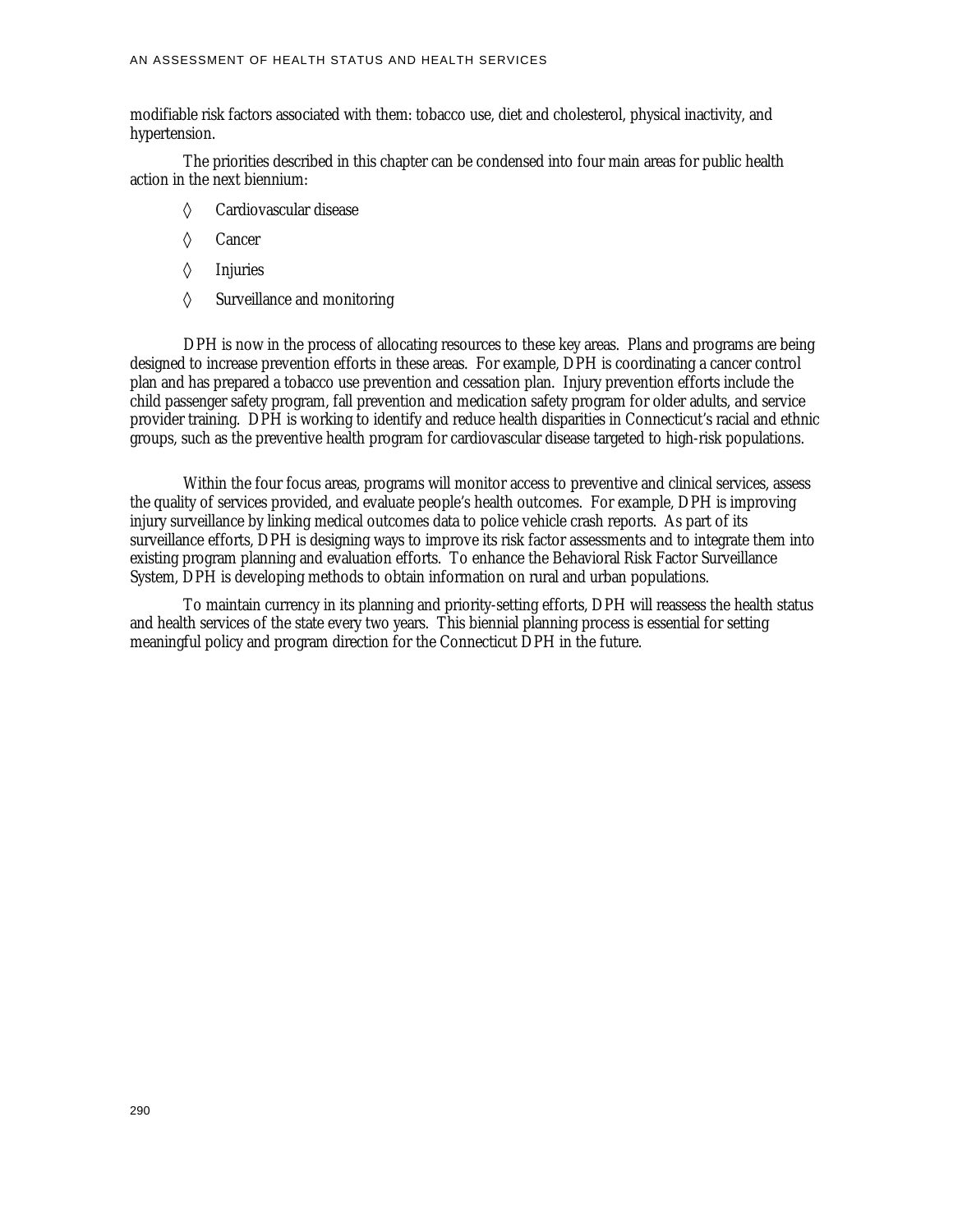modifiable risk factors associated with them: tobacco use, diet and cholesterol, physical inactivity, and hypertension.

The priorities described in this chapter can be condensed into four main areas for public health action in the next biennium:

- Cardiovascular disease
- Cancer
- Injuries
- Surveillance and monitoring

DPH is now in the process of allocating resources to these key areas. Plans and programs are being designed to increase prevention efforts in these areas. For example, DPH is coordinating a cancer control plan and has prepared a tobacco use prevention and cessation plan. Injury prevention efforts include the child passenger safety program, fall prevention and medication safety program for older adults, and service provider training. DPH is working to identify and reduce health disparities in Connecticut's racial and ethnic groups, such as the preventive health program for cardiovascular disease targeted to high-risk populations.

Within the four focus areas, programs will monitor access to preventive and clinical services, assess the quality of services provided, and evaluate people's health outcomes. For example, DPH is improving injury surveillance by linking medical outcomes data to police vehicle crash reports. As part of its surveillance efforts, DPH is designing ways to improve its risk factor assessments and to integrate them into existing program planning and evaluation efforts. To enhance the Behavioral Risk Factor Surveillance System, DPH is developing methods to obtain information on rural and urban populations.

To maintain currency in its planning and priority-setting efforts, DPH will reassess the health status and health services of the state every two years. This biennial planning process is essential for setting meaningful policy and program direction for the Connecticut DPH in the future.